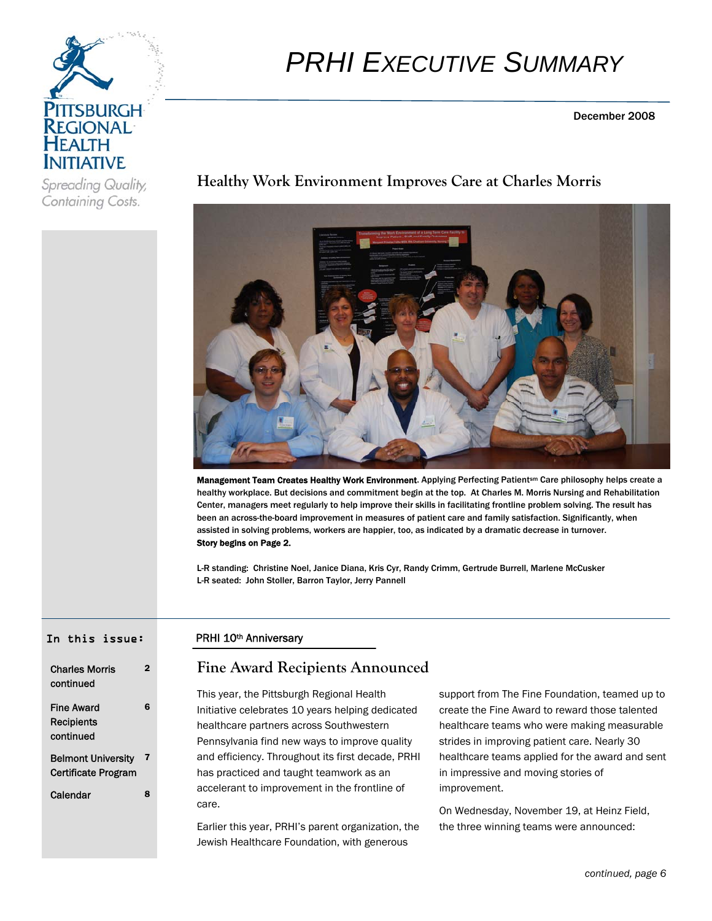# PRHI EXECUTIVE SUMMARY

Pittsburgh Regional Health Initiative

*Spreading Quality, Containing Costs.*

December 2008

## Healthy Work Environment Improves Care at Charles Morris

**Management Team Creates Healthy Work Environment.** Applying Perfecting Patient[sm] Care philosophy helps create a healthy workplace. But decisions and commitment begin at the top. At Charles M. Morris Nursing and Rehabilitation Center, managers meet regularly to help improve their skills in facilitating frontline problem solving. The result has been an across-the-board improvement in measures of patient care and family satisfaction. Significantly, when assisted in solving problems, workers are happier, too, as indicated by a dramatic decrease in turnover.
**Story begins on Page 2.**

L-R standing: Christine Noel, Janice Diana, Kris Cyr, Randy Crimm, Gertrude Burrell, Marlene McCusker
L-R seated: John Stoller, Barron Taylor, Jerry Pannell

**In this issue:**

| | |
|---|---|
| Charles Morris continued | 2 |
| Fine Award Recipients continued | 6 |
| Belmont University Certificate Program | 7 |
| Calendar | 8 |

PRHI 10th Anniversary

## Fine Award Recipients Announced

This year, the Pittsburgh Regional Health Initiative celebrates 10 years helping dedicated healthcare partners across Southwestern Pennsylvania find new ways to improve quality and efficiency. Throughout its first decade, PRHI has practiced and taught teamwork as an accelerant to improvement in the frontline of care.

Earlier this year, PRHI's parent organization, the Jewish Healthcare Foundation, with generous support from The Fine Foundation, teamed up to create the Fine Award to reward those talented healthcare teams who were making measurable strides in improving patient care. Nearly 30 healthcare teams applied for the award and sent in impressive and moving stories of improvement.

On Wednesday, November 19, at Heinz Field, the three winning teams were announced:

*continued, page 6*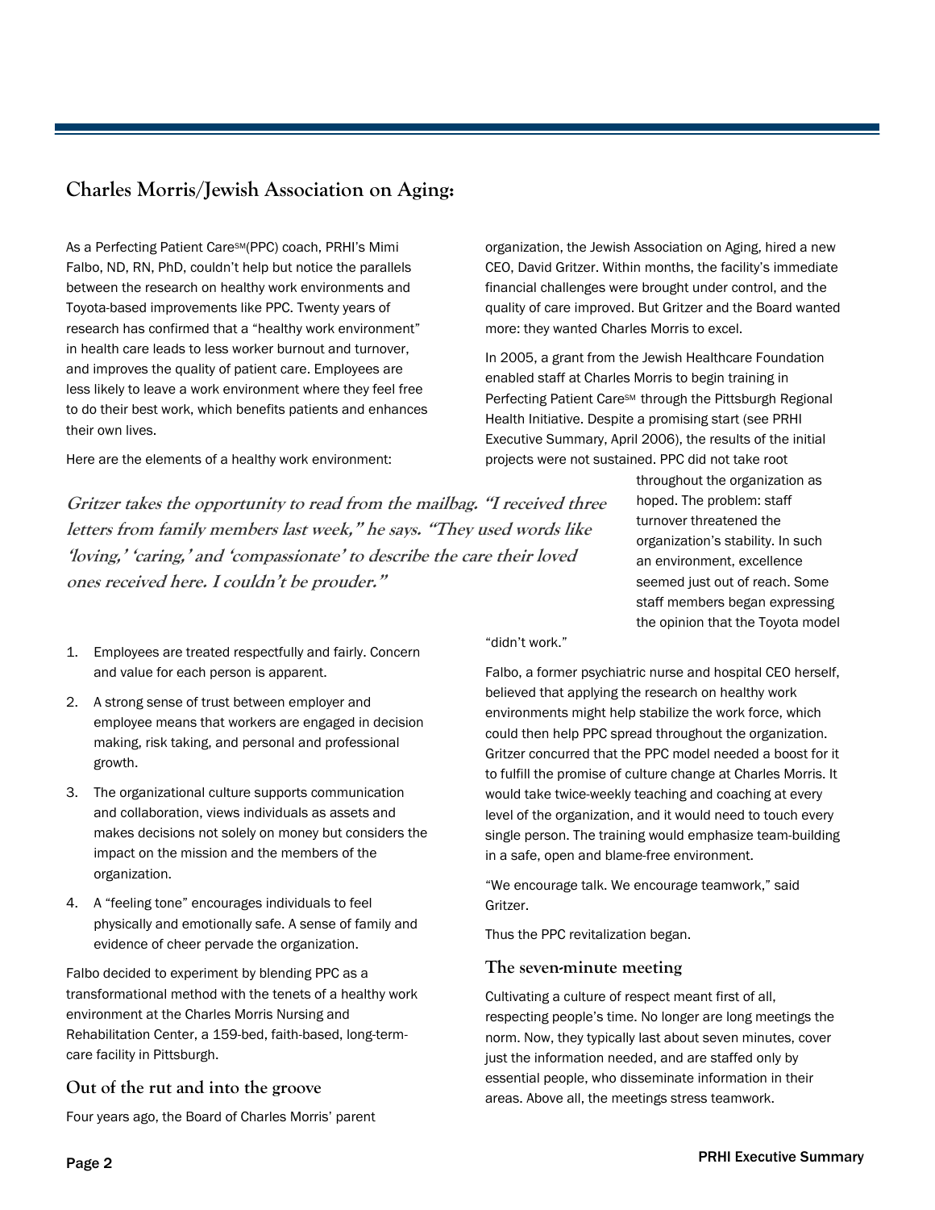## Charles Morris/Jewish Association on Aging:

As a Perfecting Patient Care[SM](PPC) coach, PRHI's Mimi Falbo, ND, RN, PhD, couldn't help but notice the parallels between the research on healthy work environments and Toyota-based improvements like PPC. Twenty years of research has confirmed that a "healthy work environment" in health care leads to less worker burnout and turnover, and improves the quality of patient care. Employees are less likely to leave a work environment where they feel free to do their best work, which benefits patients and enhances their own lives.

Here are the elements of a healthy work environment:

1. Employees are treated respectfully and fairly. Concern and value for each person is apparent.
2. A strong sense of trust between employer and employee means that workers are engaged in decision making, risk taking, and personal and professional growth.
3. The organizational culture supports communication and collaboration, views individuals as assets and makes decisions not solely on money but considers the impact on the mission and the members of the organization.
4. A "feeling tone" encourages individuals to feel physically and emotionally safe. A sense of family and evidence of cheer pervade the organization.

Falbo decided to experiment by blending PPC as a transformational method with the tenets of a healthy work environment at the Charles Morris Nursing and Rehabilitation Center, a 159-bed, faith-based, long-term-care facility in Pittsburgh.

### Out of the rut and into the groove

Four years ago, the Board of Charles Morris' parent organization, the Jewish Association on Aging, hired a new CEO, David Gritzer. Within months, the facility's immediate financial challenges were brought under control, and the quality of care improved. But Gritzer and the Board wanted more: they wanted Charles Morris to excel.

In 2005, a grant from the Jewish Healthcare Foundation enabled staff at Charles Morris to begin training in Perfecting Patient Care[SM] through the Pittsburgh Regional Health Initiative. Despite a promising start (see PRHI Executive Summary, April 2006), the results of the initial projects were not sustained. PPC did not take root throughout the organization as hoped. The problem: staff turnover threatened the organization's stability. In such an environment, excellence seemed just out of reach. Some staff members began expressing the opinion that the Toyota model "didn't work."

***Gritzer takes the opportunity to read from the mailbag. "I received three letters from family members last week," he says. "They used words like 'loving,' 'caring,' and 'compassionate' to describe the care their loved ones received here. I couldn't be prouder."***

Falbo, a former psychiatric nurse and hospital CEO herself, believed that applying the research on healthy work environments might help stabilize the work force, which could then help PPC spread throughout the organization. Gritzer concurred that the PPC model needed a boost for it to fulfill the promise of culture change at Charles Morris. It would take twice-weekly teaching and coaching at every level of the organization, and it would need to touch every single person. The training would emphasize team-building in a safe, open and blame-free environment.

"We encourage talk. We encourage teamwork," said Gritzer.

Thus the PPC revitalization began.

### The seven-minute meeting

Cultivating a culture of respect meant first of all, respecting people's time. No longer are long meetings the norm. Now, they typically last about seven minutes, cover just the information needed, and are staffed only by essential people, who disseminate information in their areas. Above all, the meetings stress teamwork.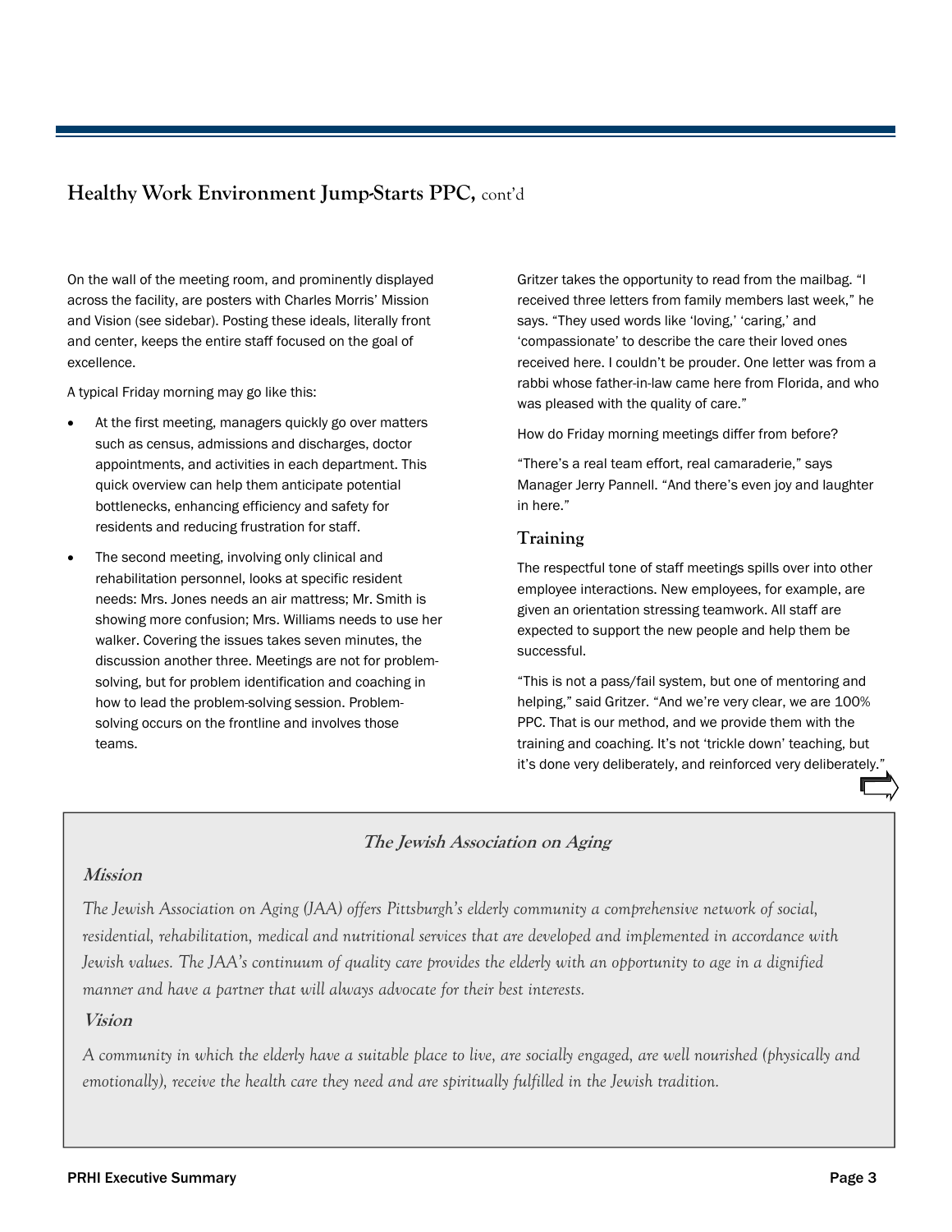## Healthy Work Environment Jump-Starts PPC, cont'd

On the wall of the meeting room, and prominently displayed across the facility, are posters with Charles Morris' Mission and Vision (see sidebar). Posting these ideals, literally front and center, keeps the entire staff focused on the goal of excellence.

A typical Friday morning may go like this:

- At the first meeting, managers quickly go over matters such as census, admissions and discharges, doctor appointments, and activities in each department. This quick overview can help them anticipate potential bottlenecks, enhancing efficiency and safety for residents and reducing frustration for staff.
- The second meeting, involving only clinical and rehabilitation personnel, looks at specific resident needs: Mrs. Jones needs an air mattress; Mr. Smith is showing more confusion; Mrs. Williams needs to use her walker. Covering the issues takes seven minutes, the discussion another three. Meetings are not for problem-solving, but for problem identification and coaching in how to lead the problem-solving session. Problem-solving occurs on the frontline and involves those teams.

Gritzer takes the opportunity to read from the mailbag. "I received three letters from family members last week," he says. "They used words like 'loving,' 'caring,' and 'compassionate' to describe the care their loved ones received here. I couldn't be prouder. One letter was from a rabbi whose father-in-law came here from Florida, and who was pleased with the quality of care."

How do Friday morning meetings differ from before?

"There's a real team effort, real camaraderie," says Manager Jerry Pannell. "And there's even joy and laughter in here."

### Training

The respectful tone of staff meetings spills over into other employee interactions. New employees, for example, are given an orientation stressing teamwork. All staff are expected to support the new people and help them be successful.

"This is not a pass/fail system, but one of mentoring and helping," said Gritzer. "And we're very clear, we are 100% PPC. That is our method, and we provide them with the training and coaching. It's not 'trickle down' teaching, but it's done very deliberately, and reinforced very deliberately."

---

**_The Jewish Association on Aging_**

**_Mission_**

*The Jewish Association on Aging (JAA) offers Pittsburgh's elderly community a comprehensive network of social, residential, rehabilitation, medical and nutritional services that are developed and implemented in accordance with Jewish values. The JAA's continuum of quality care provides the elderly with an opportunity to age in a dignified manner and have a partner that will always advocate for their best interests.*

**_Vision_**

*A community in which the elderly have a suitable place to live, are socially engaged, are well nourished (physically and emotionally), receive the health care they need and are spiritually fulfilled in the Jewish tradition.*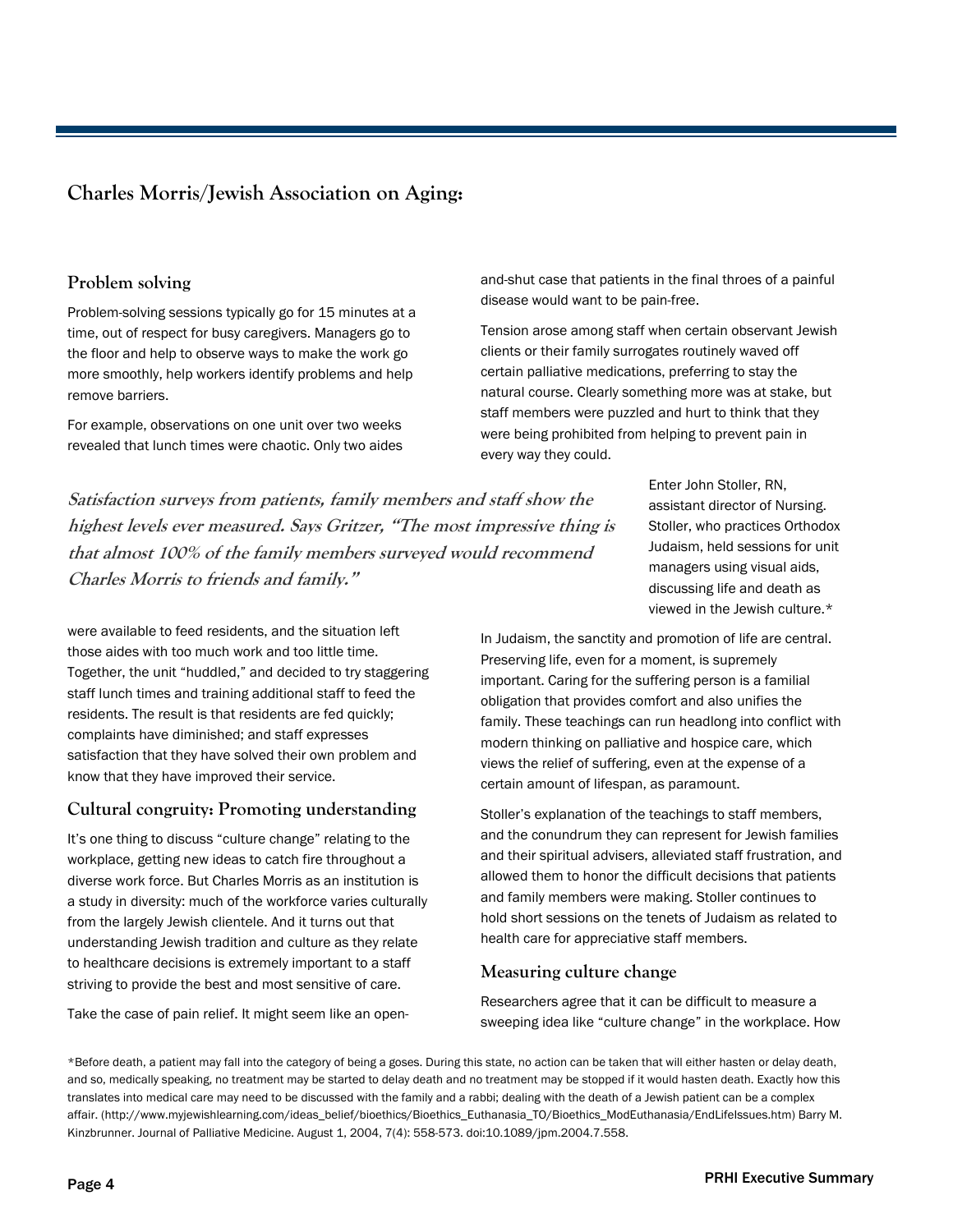## Charles Morris/Jewish Association on Aging:

### Problem solving

Problem-solving sessions typically go for 15 minutes at a time, out of respect for busy caregivers. Managers go to the floor and help to observe ways to make the work go more smoothly, help workers identify problems and help remove barriers.

For example, observations on one unit over two weeks revealed that lunch times were chaotic. Only two aides were available to feed residents, and the situation left those aides with too much work and too little time. Together, the unit "huddled," and decided to try staggering staff lunch times and training additional staff to feed the residents. The result is that residents are fed quickly; complaints have diminished; and staff expresses satisfaction that they have solved their own problem and know that they have improved their service.

***Satisfaction surveys from patients, family members and staff show the highest levels ever measured. Says Gritzer, "The most impressive thing is that almost 100% of the family members surveyed would recommend Charles Morris to friends and family."***

### Cultural congruity: Promoting understanding

It's one thing to discuss "culture change" relating to the workplace, getting new ideas to catch fire throughout a diverse work force. But Charles Morris as an institution is a study in diversity: much of the workforce varies culturally from the largely Jewish clientele. And it turns out that understanding Jewish tradition and culture as they relate to healthcare decisions is extremely important to a staff striving to provide the best and most sensitive of care.

Take the case of pain relief. It might seem like an open-and-shut case that patients in the final throes of a painful disease would want to be pain-free.

Tension arose among staff when certain observant Jewish clients or their family surrogates routinely waved off certain palliative medications, preferring to stay the natural course. Clearly something more was at stake, but staff members were puzzled and hurt to think that they were being prohibited from helping to prevent pain in every way they could.

Enter John Stoller, RN, assistant director of Nursing. Stoller, who practices Orthodox Judaism, held sessions for unit managers using visual aids, discussing life and death as viewed in the Jewish culture.*

In Judaism, the sanctity and promotion of life are central. Preserving life, even for a moment, is supremely important. Caring for the suffering person is a familial obligation that provides comfort and also unifies the family. These teachings can run headlong into conflict with modern thinking on palliative and hospice care, which views the relief of suffering, even at the expense of a certain amount of lifespan, as paramount.

Stoller's explanation of the teachings to staff members, and the conundrum they can represent for Jewish families and their spiritual advisers, alleviated staff frustration, and allowed them to honor the difficult decisions that patients and family members were making. Stoller continues to hold short sessions on the tenets of Judaism as related to health care for appreciative staff members.

### Measuring culture change

Researchers agree that it can be difficult to measure a sweeping idea like "culture change" in the workplace. How

*Before death, a patient may fall into the category of being a goses. During this state, no action can be taken that will either hasten or delay death, and so, medically speaking, no treatment may be started to delay death and no treatment may be stopped if it would hasten death. Exactly how this translates into medical care may need to be discussed with the family and a rabbi; dealing with the death of a Jewish patient can be a complex affair. (http://www.myjewishlearning.com/ideas_belief/bioethics/Bioethics_Euthanasia_TO/Bioethics_ModEuthanasia/EndLifeIssues.htm) Barry M. Kinzbrunner. Journal of Palliative Medicine. August 1, 2004, 7(4): 558-573. doi:10.1089/jpm.2004.7.558.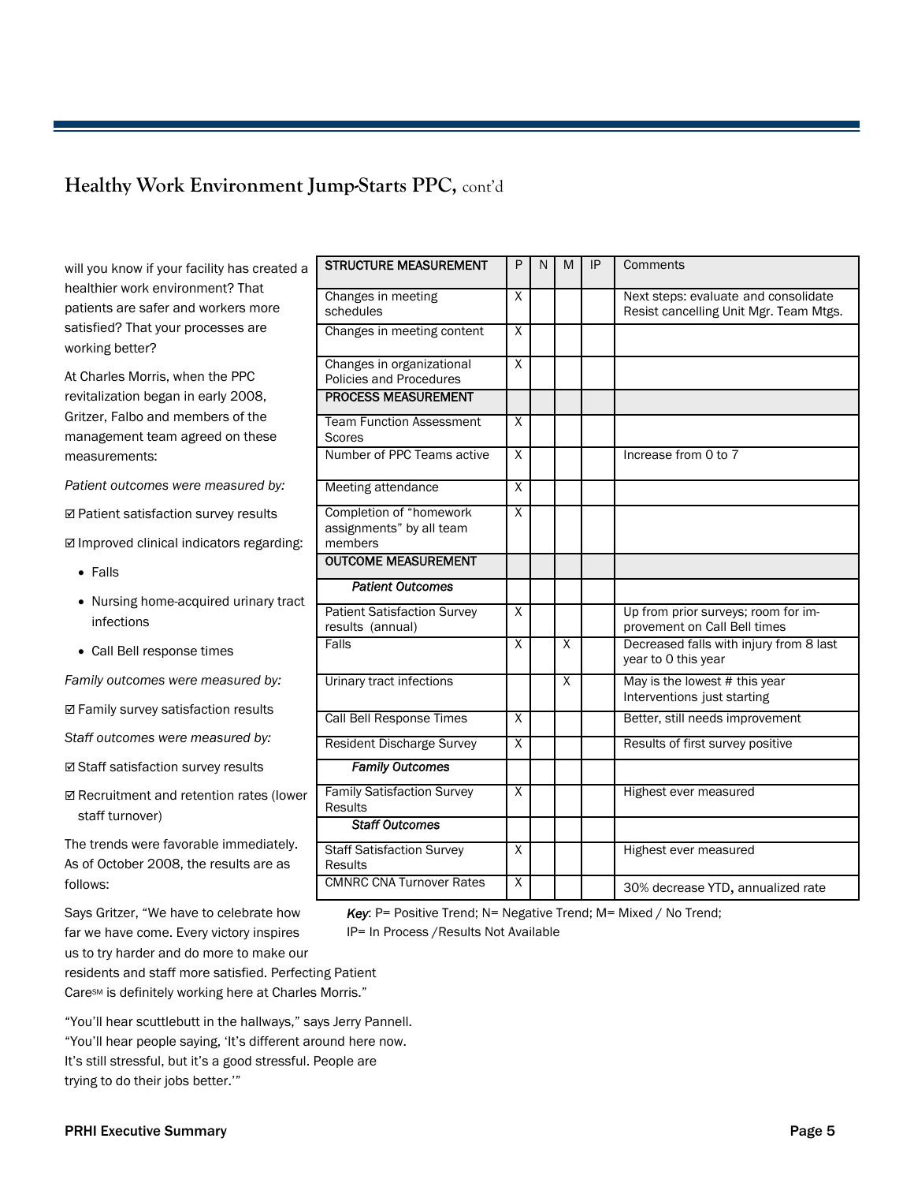## Healthy Work Environment Jump-Starts PPC, cont'd

will you know if your facility has created a healthier work environment? That patients are safer and workers more satisfied? That your processes are working better?

At Charles Morris, when the PPC revitalization began in early 2008, Gritzer, Falbo and members of the management team agreed on these measurements:

*Patient outcomes were measured by:*

☑ Patient satisfaction survey results

☑ Improved clinical indicators regarding:

- Falls
- Nursing home-acquired urinary tract infections
- Call Bell response times

*Family outcomes were measured by:*

☑ Family survey satisfaction results

*Staff outcomes were measured by:*

☑ Staff satisfaction survey results

☑ Recruitment and retention rates (lower staff turnover)

The trends were favorable immediately. As of October 2008, the results are as follows:

| STRUCTURE MEASUREMENT | P | N | M | IP | Comments |
|---|---|---|---|---|---|
| Changes in meeting schedules | X | | | | Next steps: evaluate and consolidate Resist cancelling Unit Mgr. Team Mtgs. |
| Changes in meeting content | X | | | | |
| Changes in organizational Policies and Procedures | X | | | | |
| **PROCESS MEASUREMENT** | | | | | |
| Team Function Assessment Scores | X | | | | |
| Number of PPC Teams active | X | | | | Increase from 0 to 7 |
| Meeting attendance | X | | | | |
| Completion of "homework assignments" by all team members | X | | | | |
| **OUTCOME MEASUREMENT** | | | | | |
| ***Patient Outcomes*** | | | | | |
| Patient Satisfaction Survey results (annual) | X | | | | Up from prior surveys; room for improvement on Call Bell times |
| Falls | X | | X | | Decreased falls with injury from 8 last year to 0 this year |
| Urinary tract infections | | | X | | May is the lowest # this year Interventions just starting |
| Call Bell Response Times | X | | | | Better, still needs improvement |
| Resident Discharge Survey | X | | | | Results of first survey positive |
| ***Family Outcomes*** | | | | | |
| Family Satisfaction Survey Results | X | | | | Highest ever measured |
| ***Staff Outcomes*** | | | | | |
| Staff Satisfaction Survey Results | X | | | | Highest ever measured |
| CMNRC CNA Turnover Rates | X | | | | 30% decrease YTD, annualized rate |

*Key*: P= Positive Trend; N= Negative Trend; M= Mixed / No Trend; IP= In Process /Results Not Available

Says Gritzer, "We have to celebrate how far we have come. Every victory inspires us to try harder and do more to make our residents and staff more satisfied. Perfecting Patient Care℠ is definitely working here at Charles Morris."

"You'll hear scuttlebutt in the hallways," says Jerry Pannell. "You'll hear people saying, 'It's different around here now. It's still stressful, but it's a good stressful. People are trying to do their jobs better.'"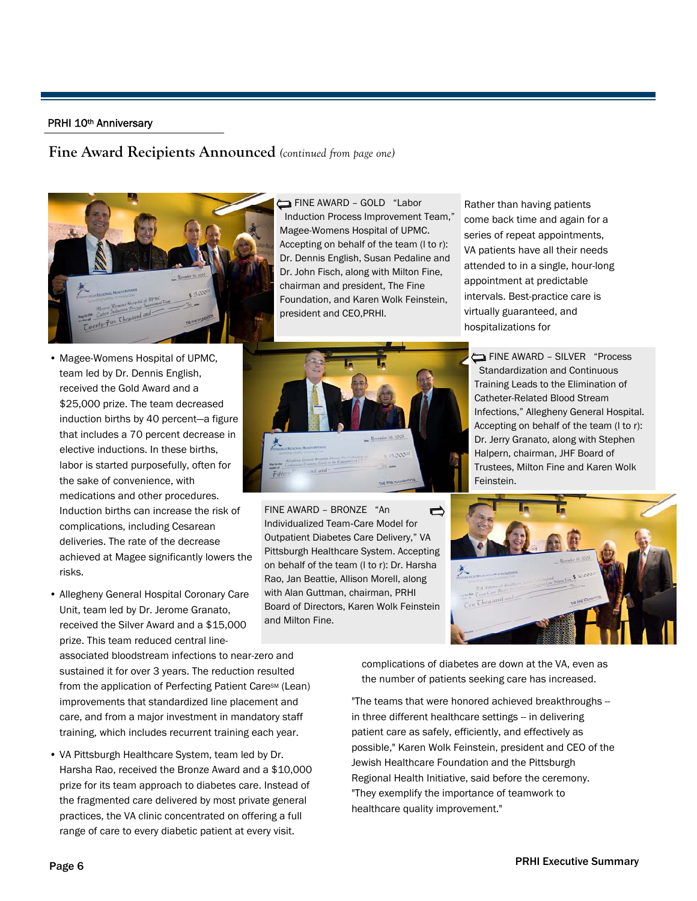PRHI 10th Anniversary

## Fine Award Recipients Announced *(continued from page one)*

FINE AWARD – GOLD "Labor Induction Process Improvement Team," Magee-Womens Hospital of UPMC. Accepting on behalf of the team (l to r): Dr. Dennis English, Susan Pedaline and Dr. John Fisch, along with Milton Fine, chairman and president, The Fine Foundation, and Karen Wolk Feinstein, president and CEO,PRHI.

FINE AWARD – SILVER "Process Standardization and Continuous Training Leads to the Elimination of Catheter-Related Blood Stream Infections," Allegheny General Hospital. Accepting on behalf of the team (l to r): Dr. Jerry Granato, along with Stephen Halpern, chairman, JHF Board of Trustees, Milton Fine and Karen Wolk Feinstein.

FINE AWARD – BRONZE "An Individualized Team-Care Model for Outpatient Diabetes Care Delivery," VA Pittsburgh Healthcare System. Accepting on behalf of the team (l to r): Dr. Harsha Rao, Jan Beattie, Allison Morell, along with Alan Guttman, chairman, PRHI Board of Directors, Karen Wolk Feinstein and Milton Fine.

- Magee-Womens Hospital of UPMC, team led by Dr. Dennis English, received the Gold Award and a $25,000 prize. The team decreased induction births by 40 percent—a figure that includes a 70 percent decrease in elective inductions. In these births, labor is started purposefully, often for the sake of convenience, with medications and other procedures. Induction births can increase the risk of complications, including Cesarean deliveries. The rate of the decrease achieved at Magee significantly lowers the risks.

- Allegheny General Hospital Coronary Care Unit, team led by Dr. Jerome Granato, received the Silver Award and a $15,000 prize. This team reduced central line-associated bloodstream infections to near-zero and sustained it for over 3 years. The reduction resulted from the application of Perfecting Patient CareSM (Lean) improvements that standardized line placement and care, and from a major investment in mandatory staff training, which includes recurrent training each year.

- VA Pittsburgh Healthcare System, team led by Dr. Harsha Rao, received the Bronze Award and a $10,000 prize for its team approach to diabetes care. Instead of the fragmented care delivered by most private general practices, the VA clinic concentrated on offering a full range of care to every diabetic patient at every visit. Rather than having patients come back time and again for a series of repeat appointments, VA patients have all their needs attended to in a single, hour-long appointment at predictable intervals. Best-practice care is virtually guaranteed, and hospitalizations for complications of diabetes are down at the VA, even as the number of patients seeking care has increased.

"The teams that were honored achieved breakthroughs -- in three different healthcare settings -- in delivering patient care as safely, efficiently, and effectively as possible," Karen Wolk Feinstein, president and CEO of the Jewish Healthcare Foundation and the Pittsburgh Regional Health Initiative, said before the ceremony. "They exemplify the importance of teamwork to healthcare quality improvement."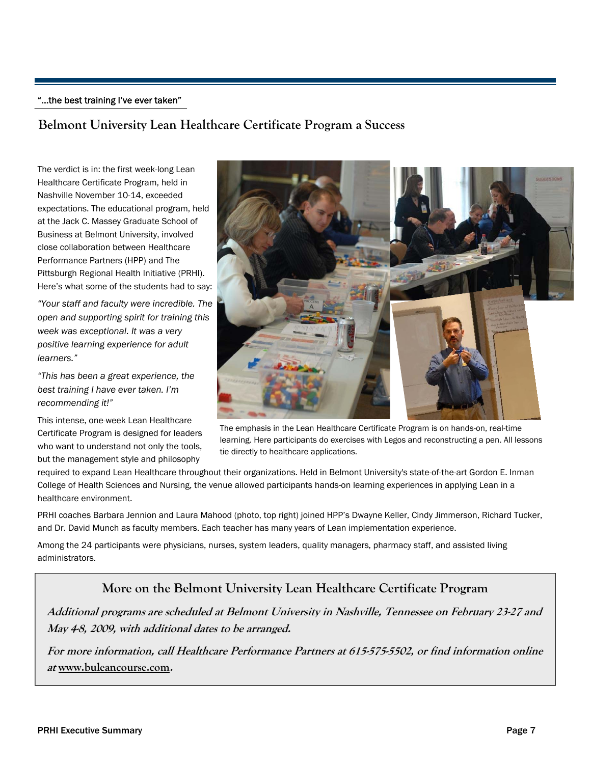"…the best training I've ever taken"

## Belmont University Lean Healthcare Certificate Program a Success

The verdict is in: the first week-long Lean Healthcare Certificate Program, held in Nashville November 10-14, exceeded expectations. The educational program, held at the Jack C. Massey Graduate School of Business at Belmont University, involved close collaboration between Healthcare Performance Partners (HPP) and The Pittsburgh Regional Health Initiative (PRHI). Here's what some of the students had to say:

*"Your staff and faculty were incredible. The open and supporting spirit for training this week was exceptional. It was a very positive learning experience for adult learners."*

*"This has been a great experience, the best training I have ever taken. I'm recommending it!"*

This intense, one-week Lean Healthcare Certificate Program is designed for leaders who want to understand not only the tools, but the management style and philosophy required to expand Lean Healthcare throughout their organizations. Held in Belmont University's state-of-the-art Gordon E. Inman College of Health Sciences and Nursing, the venue allowed participants hands-on learning experiences in applying Lean in a healthcare environment.

The emphasis in the Lean Healthcare Certificate Program is on hands-on, real-time learning. Here participants do exercises with Legos and reconstructing a pen. All lessons tie directly to healthcare applications.

PRHI coaches Barbara Jennion and Laura Mahood (photo, top right) joined HPP's Dwayne Keller, Cindy Jimmerson, Richard Tucker, and Dr. David Munch as faculty members. Each teacher has many years of Lean implementation experience.

Among the 24 participants were physicians, nurses, system leaders, quality managers, pharmacy staff, and assisted living administrators.

### More on the Belmont University Lean Healthcare Certificate Program

***Additional programs are scheduled at Belmont University in Nashville, Tennessee on February 23-27 and May 4-8, 2009, with additional dates to be arranged.***

***For more information, call Healthcare Performance Partners at 615-575-5502, or find information online at www.buleancourse.com.***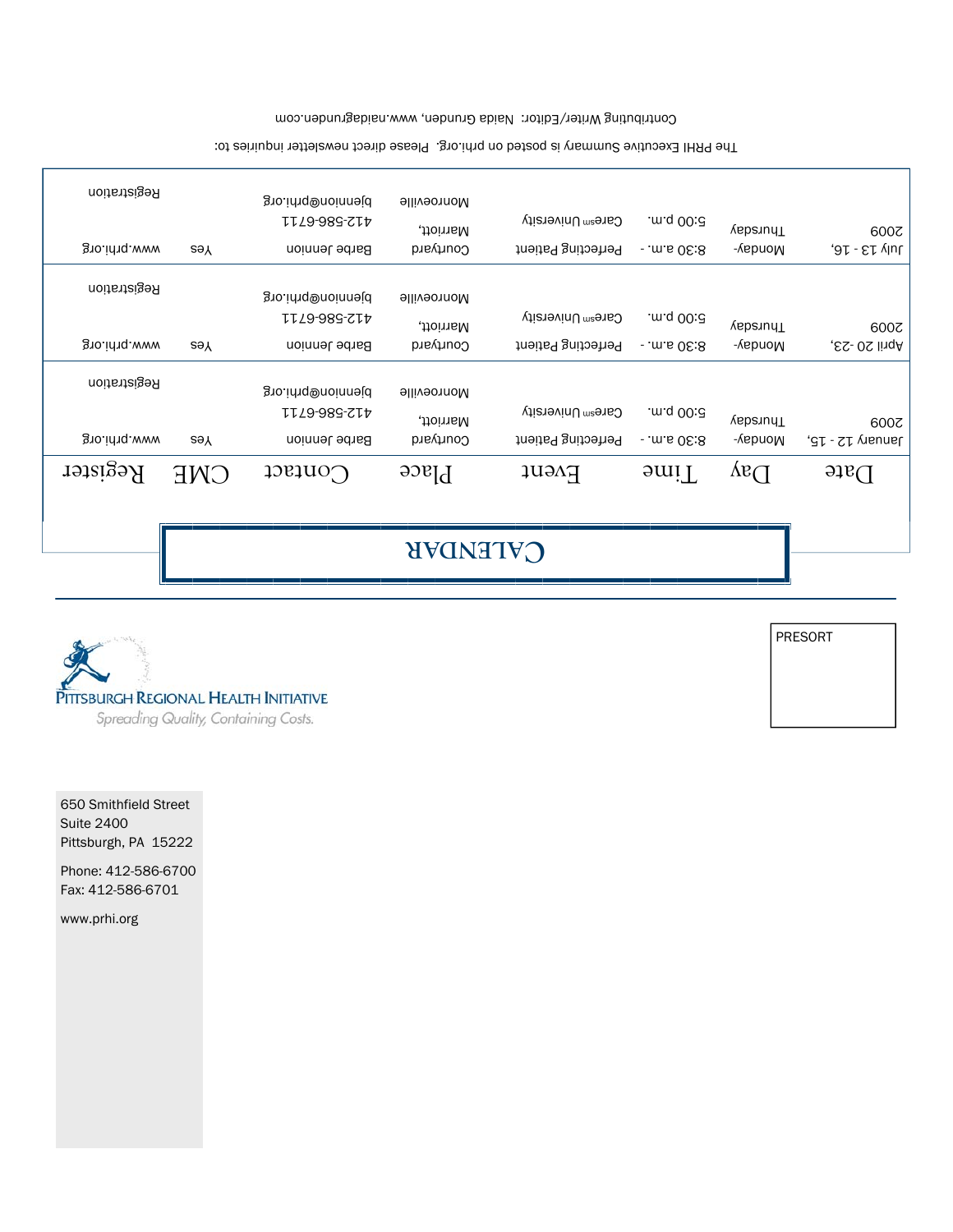The PRHI Executive Summary is posted on prhi.org. Please direct newsletter inquiries to:

Contributing Writer/Editor: Naida Grunden, www.naidagrunden.com

## CALENDAR

| Date | Day | Time | Event | Place | Contact | CME | Register |
|---|---|---|---|---|---|---|---|
| January 12 - 15, 2009 | Monday-Thursday | 8:30 a.m. - 5:00 p.m. | Perfecting Patient Caresm University | Courtyard Marriott, Monroeville | Barbe Jennion 412-586-6711 bjennion@prhi.org | Yes | www.prhi.org Registration |
| April 20 -23, 2009 | Monday-Thursday | 8:30 a.m. - 5:00 p.m. | Perfecting Patient Caresm University | Courtyard Marriott, Monroeville | Barbe Jennion 412-586-6711 bjennion@prhi.org | Yes | www.prhi.org Registration |
| July 13 - 16, 2009 | Monday-Thursday | 8:30 a.m. - 5:00 p.m. | Perfecting Patient Caresm University | Courtyard Marriott, Monroeville | Barbe Jennion 412-586-6711 bjennion@prhi.org | Yes | www.prhi.org Registration |

PITTSBURGH REGIONAL HEALTH INITIATIVE

*Spreading Quality, Containing Costs.*

PRESORT

650 Smithfield Street
Suite 2400
Pittsburgh, PA 15222

Phone: 412-586-6700
Fax: 412-586-6701

www.prhi.org